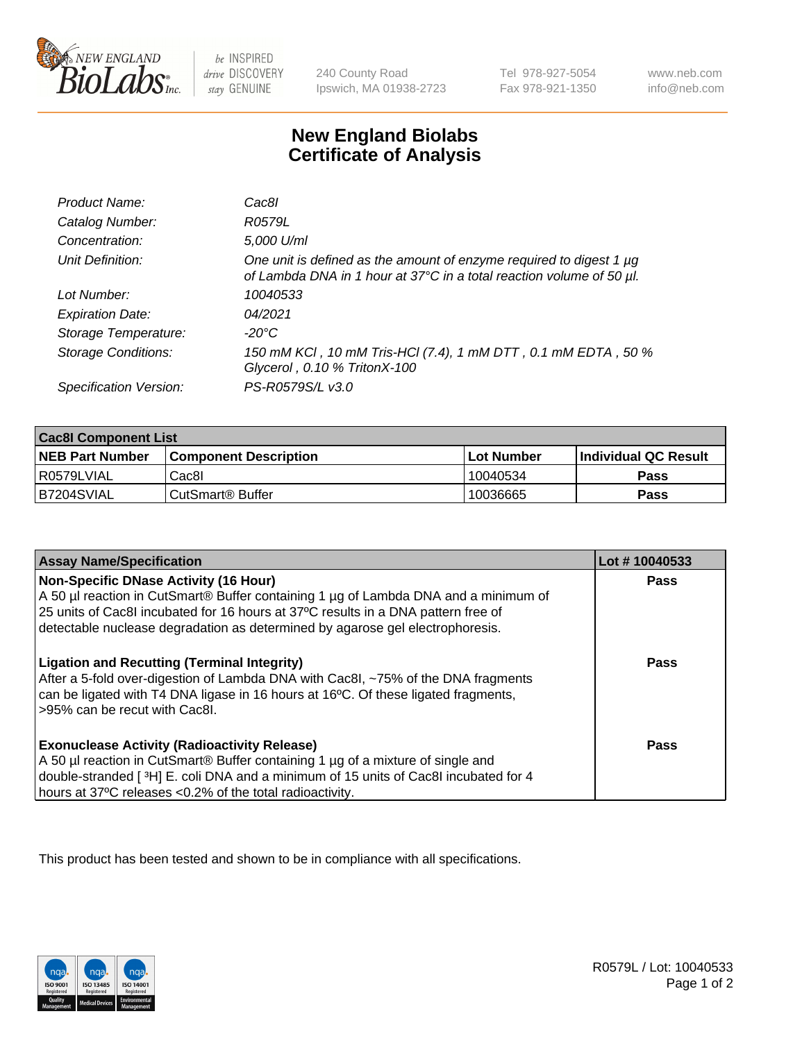# New England Biolabs Certificate of Analysis

| | |
|---|---|
| *Product Name:* | *Cac8I* |
| *Catalog Number:* | *R0579L* |
| *Concentration:* | *5,000 U/ml* |
| *Unit Definition:* | *One unit is defined as the amount of enzyme required to digest 1 µg of Lambda DNA in 1 hour at 37°C in a total reaction volume of 50 µl.* |
| *Lot Number:* | *10040533* |
| *Expiration Date:* | *04/2021* |
| *Storage Temperature:* | *-20°C* |
| *Storage Conditions:* | *150 mM KCl , 10 mM Tris-HCl (7.4), 1 mM DTT , 0.1 mM EDTA , 50 % Glycerol , 0.10 % TritonX-100* |
| *Specification Version:* | *PS-R0579S/L v3.0* |

| Cac8I Component List | | | |
|---|---|---|---|
| **NEB Part Number** | **Component Description** | **Lot Number** | **Individual QC Result** |
| R0579LVIAL | Cac8I | 10040534 | **Pass** |
| B7204SVIAL | CutSmart® Buffer | 10036665 | **Pass** |

| Assay Name/Specification | Lot # 10040533 |
|---|---|
| **Non-Specific DNase Activity (16 Hour)**<br>A 50 µl reaction in CutSmart® Buffer containing 1 µg of Lambda DNA and a minimum of 25 units of Cac8I incubated for 16 hours at 37ºC results in a DNA pattern free of detectable nuclease degradation as determined by agarose gel electrophoresis. | **Pass** |
| **Ligation and Recutting (Terminal Integrity)**<br>After a 5-fold over-digestion of Lambda DNA with Cac8I, ~75% of the DNA fragments can be ligated with T4 DNA ligase in 16 hours at 16ºC. Of these ligated fragments, >95% can be recut with Cac8I. | **Pass** |
| **Exonuclease Activity (Radioactivity Release)**<br>A 50 µl reaction in CutSmart® Buffer containing 1 µg of a mixture of single and double-stranded [ $^{3}$H] E. coli DNA and a minimum of 15 units of Cac8I incubated for 4 hours at 37ºC releases <0.2% of the total radioactivity. | **Pass** |

This product has been tested and shown to be in compliance with all specifications.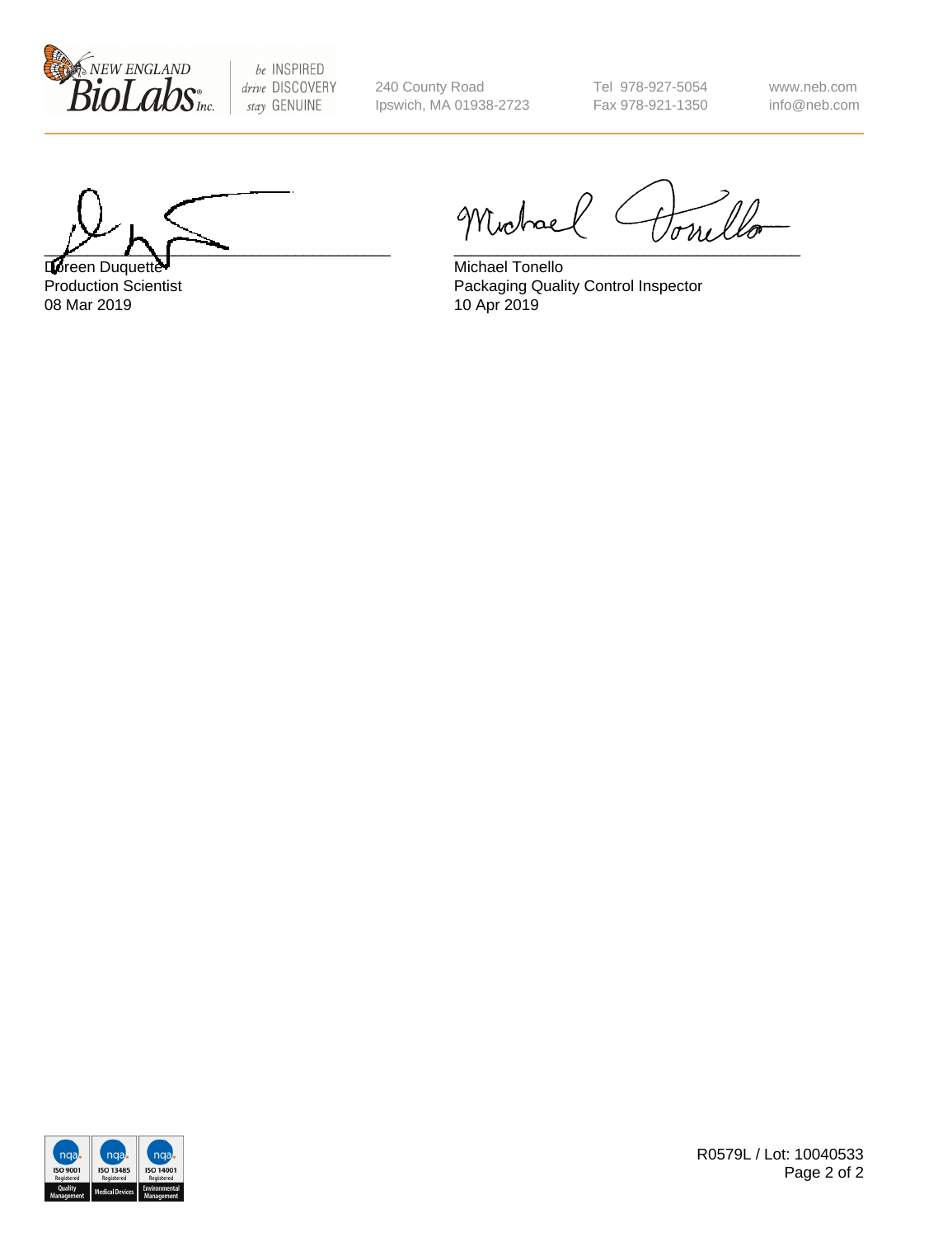Doreen Duquette
Production Scientist
08 Mar 2019

Michael Tonello
Packaging Quality Control Inspector
10 Apr 2019

R0579L / Lot: 10040533